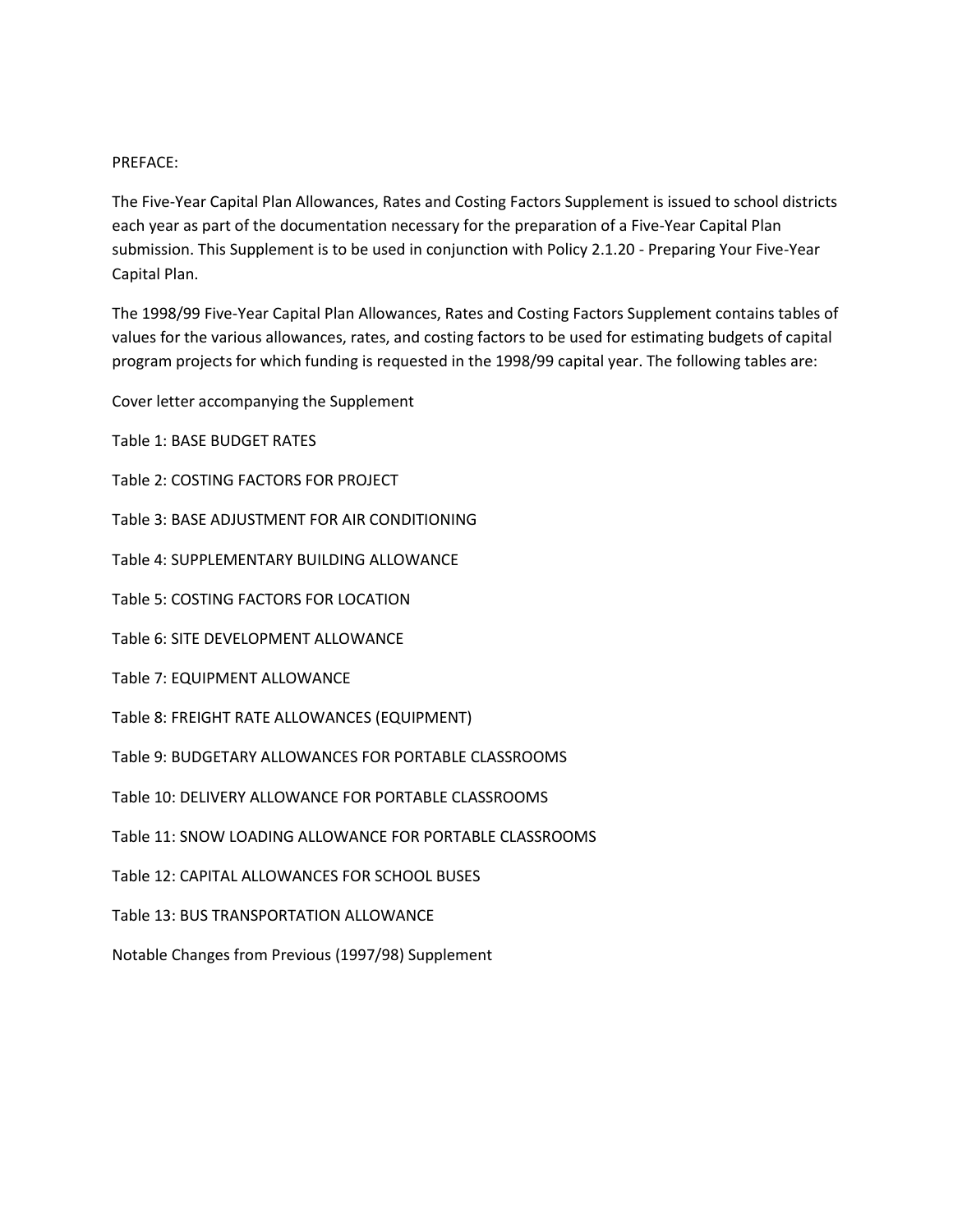PREFACE:

The Five-Year Capital Plan Allowances, Rates and Costing Factors Supplement is issued to school districts each year as part of the documentation necessary for the preparation of a Five-Year Capital Plan submission. This Supplement is to be used in conjunction with Policy 2.1.20 - Preparing Your Five-Year Capital Plan.

The 1998/99 Five-Year Capital Plan Allowances, Rates and Costing Factors Supplement contains tables of values for the various allowances, rates, and costing factors to be used for estimating budgets of capital program projects for which funding is requested in the 1998/99 capital year. The following tables are:

Cover letter accompanying the Supplement

Table 1: BASE BUDGET RATES

Table 2: COSTING FACTORS FOR PROJECT

Table 3: BASE ADJUSTMENT FOR AIR CONDITIONING

Table 4: SUPPLEMENTARY BUILDING ALLOWANCE

Table 5: COSTING FACTORS FOR LOCATION

Table 6: SITE DEVELOPMENT ALLOWANCE

Table 7: EQUIPMENT ALLOWANCE

Table 8: FREIGHT RATE ALLOWANCES (EQUIPMENT)

Table 9: BUDGETARY ALLOWANCES FOR PORTABLE CLASSROOMS

Table 10: DELIVERY ALLOWANCE FOR PORTABLE CLASSROOMS

Table 11: SNOW LOADING ALLOWANCE FOR PORTABLE CLASSROOMS

Table 12: CAPITAL ALLOWANCES FOR SCHOOL BUSES

Table 13: BUS TRANSPORTATION ALLOWANCE

Notable Changes from Previous (1997/98) Supplement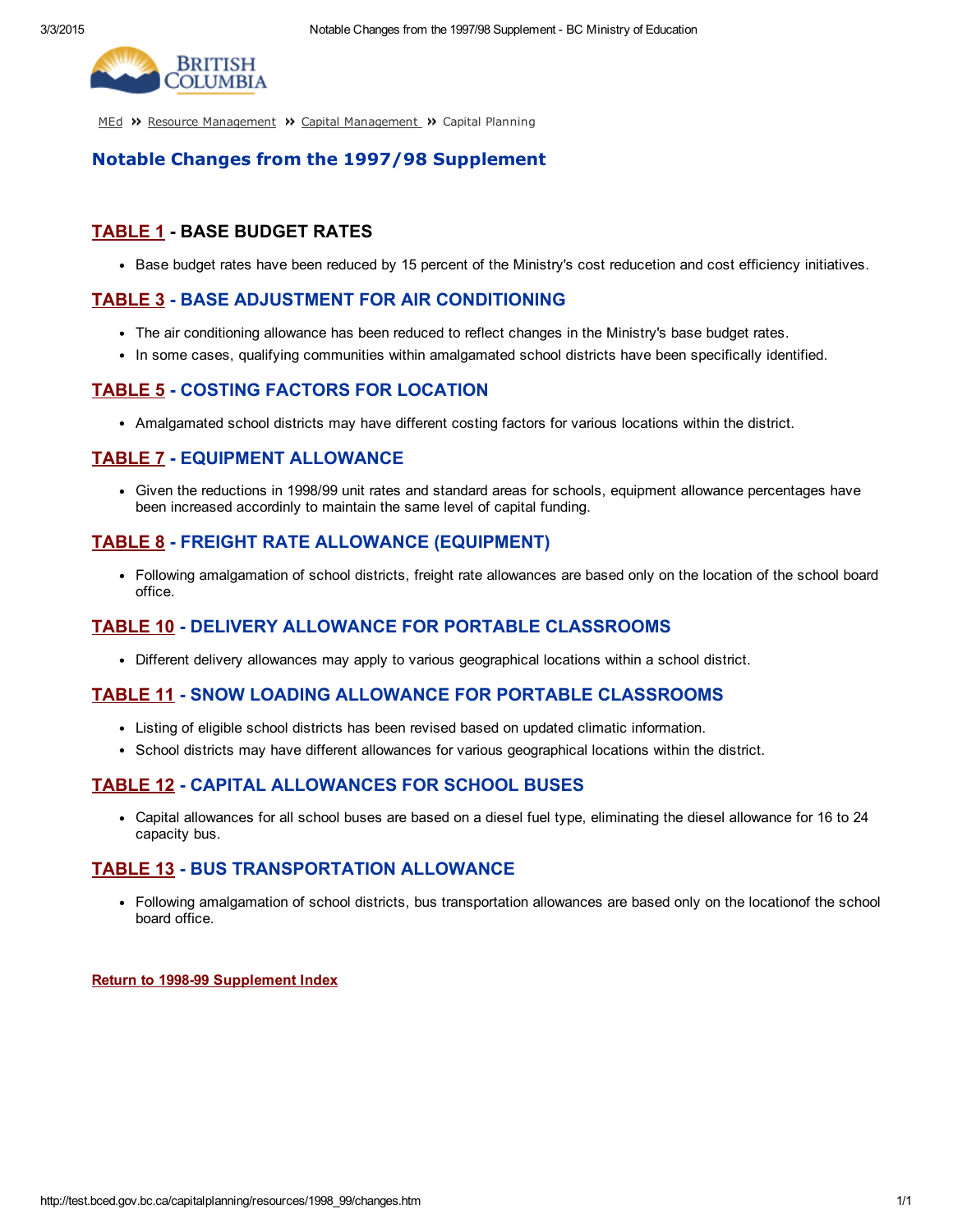BRITISH COLUMBIA

MEd » Resource Management » Capital Management » Capital Planning

# Notable Changes from the 1997/98 Supplement

## TABLE 1 - BASE BUDGET RATES

- Base budget rates have been reduced by 15 percent of the Ministry's cost reducetion and cost efficiency initiatives.

## TABLE 3 - BASE ADJUSTMENT FOR AIR CONDITIONING

- The air conditioning allowance has been reduced to reflect changes in the Ministry's base budget rates.
- In some cases, qualifying communities within amalgamated school districts have been specifically identified.

## TABLE 5 - COSTING FACTORS FOR LOCATION

- Amalgamated school districts may have different costing factors for various locations within the district.

## TABLE 7 - EQUIPMENT ALLOWANCE

- Given the reductions in 1998/99 unit rates and standard areas for schools, equipment allowance percentages have been increased accordinly to maintain the same level of capital funding.

## TABLE 8 - FREIGHT RATE ALLOWANCE (EQUIPMENT)

- Following amalgamation of school districts, freight rate allowances are based only on the location of the school board office.

## TABLE 10 - DELIVERY ALLOWANCE FOR PORTABLE CLASSROOMS

- Different delivery allowances may apply to various geographical locations within a school district.

## TABLE 11 - SNOW LOADING ALLOWANCE FOR PORTABLE CLASSROOMS

- Listing of eligible school districts has been revised based on updated climatic information.
- School districts may have different allowances for various geographical locations within the district.

## TABLE 12 - CAPITAL ALLOWANCES FOR SCHOOL BUSES

- Capital allowances for all school buses are based on a diesel fuel type, eliminating the diesel allowance for 16 to 24 capacity bus.

## TABLE 13 - BUS TRANSPORTATION ALLOWANCE

- Following amalgamation of school districts, bus transportation allowances are based only on the locationof the school board office.

Return to 1998-99 Supplement Index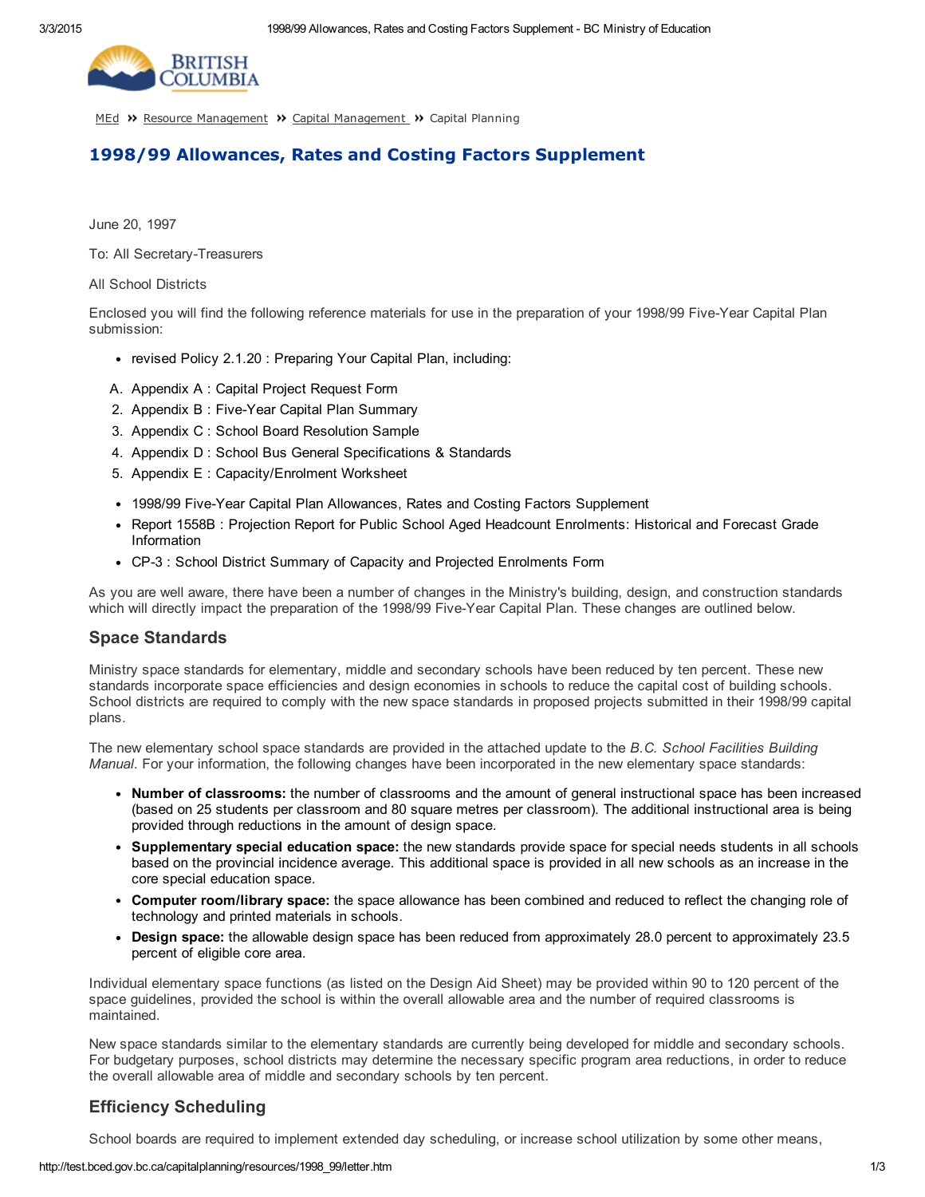# 1998/99 Allowances, Rates and Costing Factors Supplement

June 20, 1997

To: All Secretary-Treasurers

All School Districts

Enclosed you will find the following reference materials for use in the preparation of your 1998/99 Five-Year Capital Plan submission:

- revised Policy 2.1.20 : Preparing Your Capital Plan, including:

A. Appendix A : Capital Project Request Form
2. Appendix B : Five-Year Capital Plan Summary
3. Appendix C : School Board Resolution Sample
4. Appendix D : School Bus General Specifications & Standards
5. Appendix E : Capacity/Enrolment Worksheet

- 1998/99 Five-Year Capital Plan Allowances, Rates and Costing Factors Supplement
- Report 1558B : Projection Report for Public School Aged Headcount Enrolments: Historical and Forecast Grade Information
- CP-3 : School District Summary of Capacity and Projected Enrolments Form

As you are well aware, there have been a number of changes in the Ministry's building, design, and construction standards which will directly impact the preparation of the 1998/99 Five-Year Capital Plan. These changes are outlined below.

## Space Standards

Ministry space standards for elementary, middle and secondary schools have been reduced by ten percent. These new standards incorporate space efficiencies and design economies in schools to reduce the capital cost of building schools. School districts are required to comply with the new space standards in proposed projects submitted in their 1998/99 capital plans.

The new elementary school space standards are provided in the attached update to the *B.C. School Facilities Building Manual*. For your information, the following changes have been incorporated in the new elementary space standards:

- **Number of classrooms:** the number of classrooms and the amount of general instructional space has been increased (based on 25 students per classroom and 80 square metres per classroom). The additional instructional area is being provided through reductions in the amount of design space.
- **Supplementary special education space:** the new standards provide space for special needs students in all schools based on the provincial incidence average. This additional space is provided in all new schools as an increase in the core special education space.
- **Computer room/library space:** the space allowance has been combined and reduced to reflect the changing role of technology and printed materials in schools.
- **Design space:** the allowable design space has been reduced from approximately 28.0 percent to approximately 23.5 percent of eligible core area.

Individual elementary space functions (as listed on the Design Aid Sheet) may be provided within 90 to 120 percent of the space guidelines, provided the school is within the overall allowable area and the number of required classrooms is maintained.

New space standards similar to the elementary standards are currently being developed for middle and secondary schools. For budgetary purposes, school districts may determine the necessary specific program area reductions, in order to reduce the overall allowable area of middle and secondary schools by ten percent.

## Efficiency Scheduling

School boards are required to implement extended day scheduling, or increase school utilization by some other means,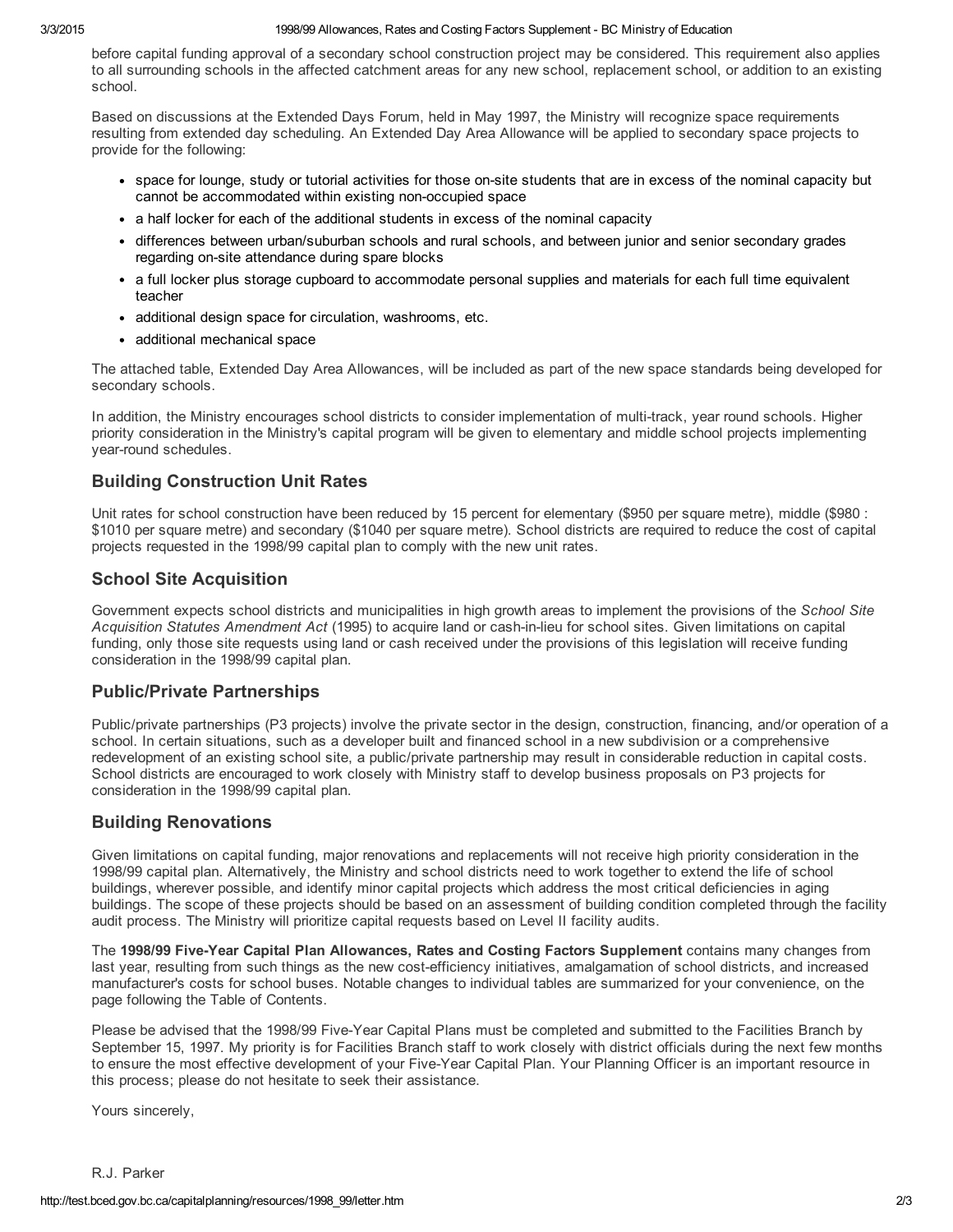before capital funding approval of a secondary school construction project may be considered. This requirement also applies to all surrounding schools in the affected catchment areas for any new school, replacement school, or addition to an existing school.

Based on discussions at the Extended Days Forum, held in May 1997, the Ministry will recognize space requirements resulting from extended day scheduling. An Extended Day Area Allowance will be applied to secondary space projects to provide for the following:

- space for lounge, study or tutorial activities for those on-site students that are in excess of the nominal capacity but cannot be accommodated within existing non-occupied space
- a half locker for each of the additional students in excess of the nominal capacity
- differences between urban/suburban schools and rural schools, and between junior and senior secondary grades regarding on-site attendance during spare blocks
- a full locker plus storage cupboard to accommodate personal supplies and materials for each full time equivalent teacher
- additional design space for circulation, washrooms, etc.
- additional mechanical space

The attached table, Extended Day Area Allowances, will be included as part of the new space standards being developed for secondary schools.

In addition, the Ministry encourages school districts to consider implementation of multi-track, year round schools. Higher priority consideration in the Ministry's capital program will be given to elementary and middle school projects implementing year-round schedules.

## Building Construction Unit Rates

Unit rates for school construction have been reduced by 15 percent for elementary ($950 per square metre), middle ($980 : $1010 per square metre) and secondary ($1040 per square metre). School districts are required to reduce the cost of capital projects requested in the 1998/99 capital plan to comply with the new unit rates.

## School Site Acquisition

Government expects school districts and municipalities in high growth areas to implement the provisions of the *School Site Acquisition Statutes Amendment Act* (1995) to acquire land or cash-in-lieu for school sites. Given limitations on capital funding, only those site requests using land or cash received under the provisions of this legislation will receive funding consideration in the 1998/99 capital plan.

## Public/Private Partnerships

Public/private partnerships (P3 projects) involve the private sector in the design, construction, financing, and/or operation of a school. In certain situations, such as a developer built and financed school in a new subdivision or a comprehensive redevelopment of an existing school site, a public/private partnership may result in considerable reduction in capital costs. School districts are encouraged to work closely with Ministry staff to develop business proposals on P3 projects for consideration in the 1998/99 capital plan.

## Building Renovations

Given limitations on capital funding, major renovations and replacements will not receive high priority consideration in the 1998/99 capital plan. Alternatively, the Ministry and school districts need to work together to extend the life of school buildings, wherever possible, and identify minor capital projects which address the most critical deficiencies in aging buildings. The scope of these projects should be based on an assessment of building condition completed through the facility audit process. The Ministry will prioritize capital requests based on Level II facility audits.

The **1998/99 Five-Year Capital Plan Allowances, Rates and Costing Factors Supplement** contains many changes from last year, resulting from such things as the new cost-efficiency initiatives, amalgamation of school districts, and increased manufacturer's costs for school buses. Notable changes to individual tables are summarized for your convenience, on the page following the Table of Contents.

Please be advised that the 1998/99 Five-Year Capital Plans must be completed and submitted to the Facilities Branch by September 15, 1997. My priority is for Facilities Branch staff to work closely with district officials during the next few months to ensure the most effective development of your Five-Year Capital Plan. Your Planning Officer is an important resource in this process; please do not hesitate to seek their assistance.

Yours sincerely,

R.J. Parker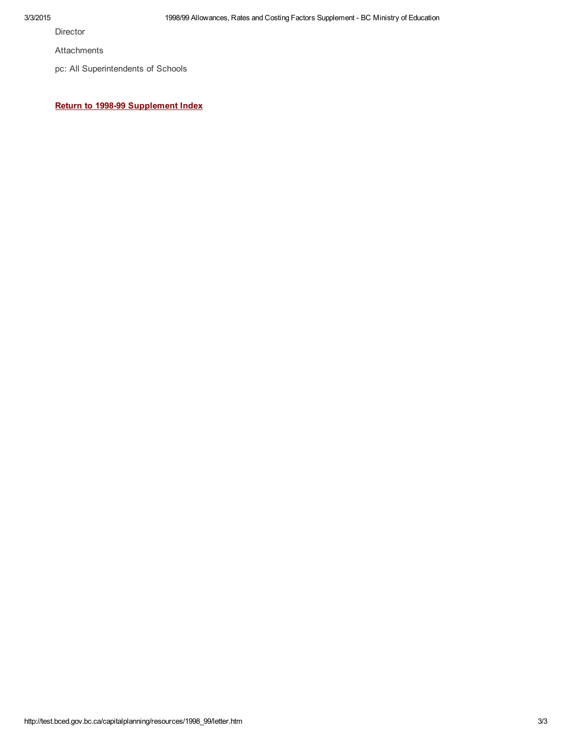Director

Attachments

pc: All Superintendents of Schools

**Return to 1998-99 Supplement Index**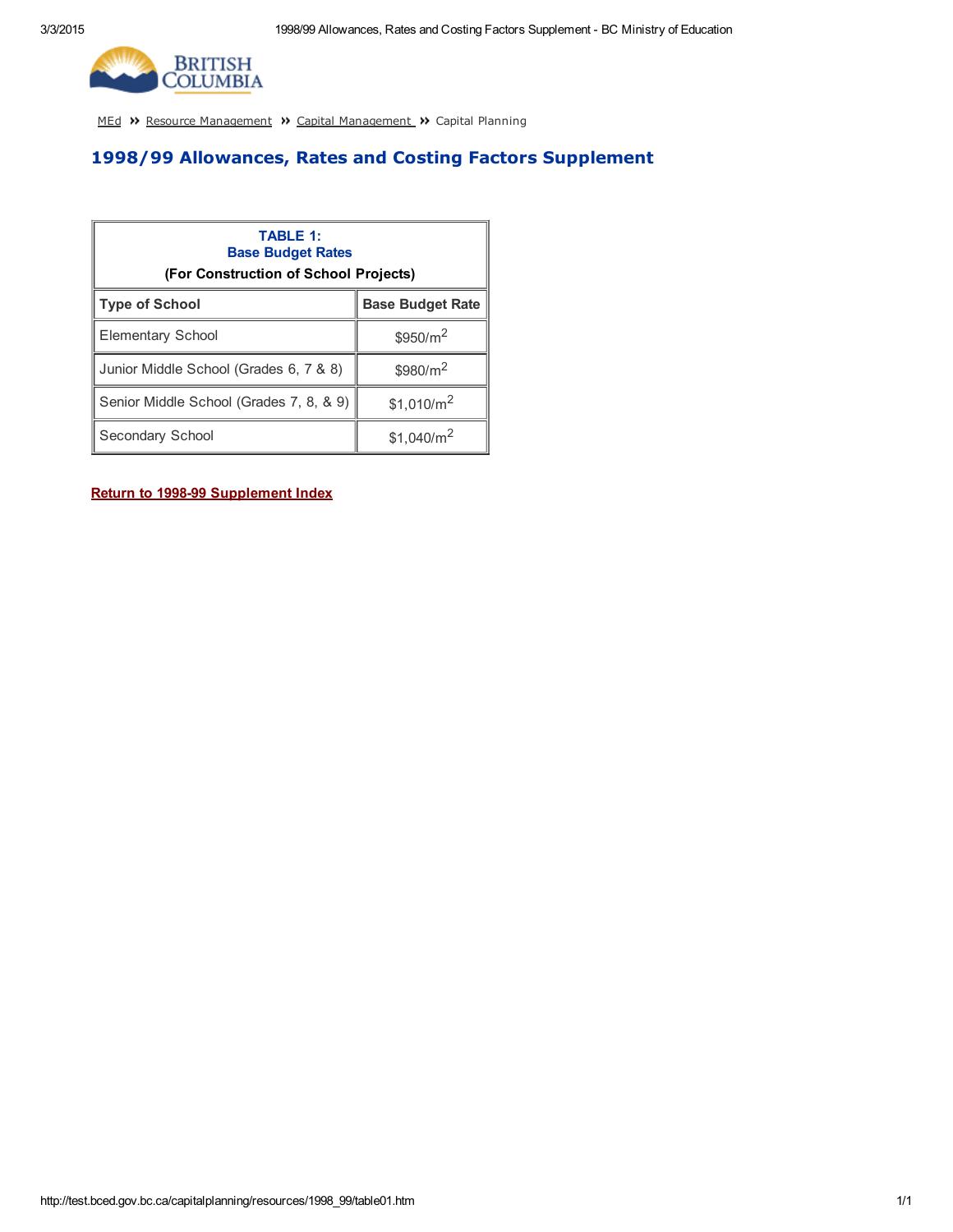MEd » Resource Management » Capital Management » Capital Planning

# 1998/99 Allowances, Rates and Costing Factors Supplement

**TABLE 1:**
**Base Budget Rates**
**(For Construction of School Projects)**

| Type of School | Base Budget Rate |
|---|---|
| Elementary School | $950/m^2$ |
| Junior Middle School (Grades 6, 7 & 8) | $980/m^2$ |
| Senior Middle School (Grades 7, 8, & 9) | $1,010/m^2$ |
| Secondary School | $1,040/m^2$ |

**Return to 1998-99 Supplement Index**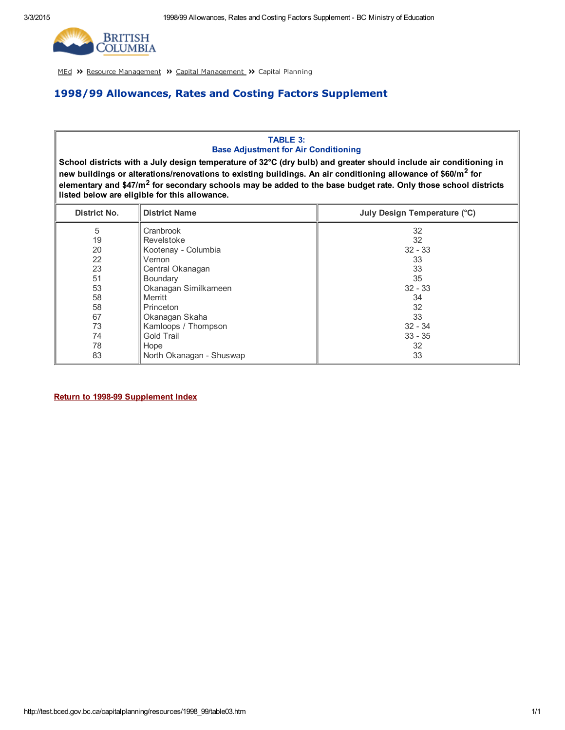MEd » Resource Management » Capital Management » Capital Planning

# 1998/99 Allowances, Rates and Costing Factors Supplement

## TABLE 3:
## Base Adjustment for Air Conditioning

**School districts with a July design temperature of 32°C (dry bulb) and greater should include air conditioning in new buildings or alterations/renovations to existing buildings. An air conditioning allowance of $60/m$^2$ for elementary and $47/m$^2$ for secondary schools may be added to the base budget rate. Only those school districts listed below are eligible for this allowance.**

| District No. | District Name | July Design Temperature (°C) |
|---|---|---|
| 5 | Cranbrook | 32 |
| 19 | Revelstoke | 32 |
| 20 | Kootenay - Columbia | 32 - 33 |
| 22 | Vernon | 33 |
| 23 | Central Okanagan | 33 |
| 51 | Boundary | 35 |
| 53 | Okanagan Similkameen | 32 - 33 |
| 58 | Merritt | 34 |
| 58 | Princeton | 32 |
| 67 | Okanagan Skaha | 33 |
| 73 | Kamloops / Thompson | 32 - 34 |
| 74 | Gold Trail | 33 - 35 |
| 78 | Hope | 32 |
| 83 | North Okanagan - Shuswap | 33 |

Return to 1998-99 Supplement Index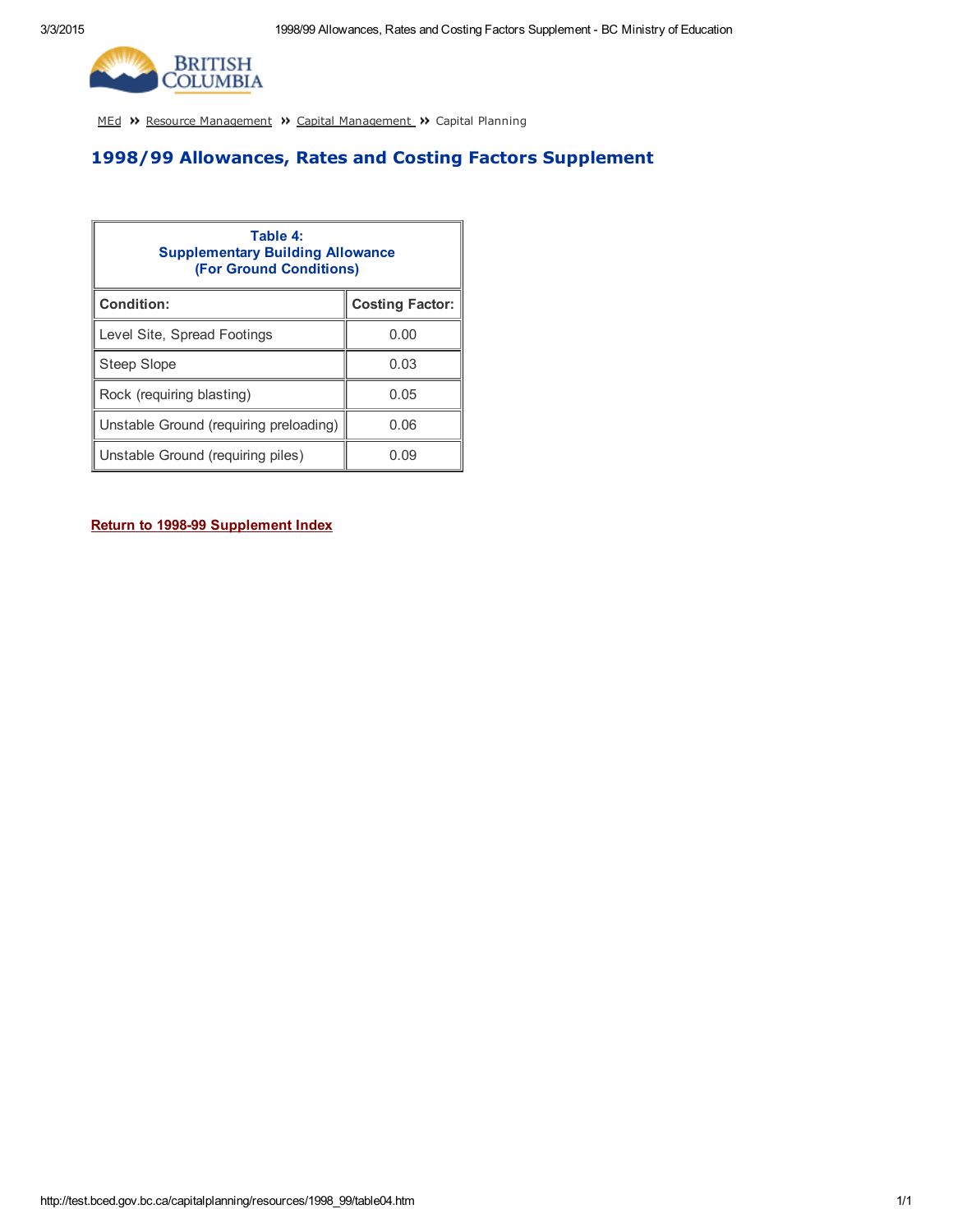MEd » Resource Management » Capital Management » Capital Planning

# 1998/99 Allowances, Rates and Costing Factors Supplement

| Table 4: Supplementary Building Allowance (For Ground Conditions) | |
|---|---|
| **Condition:** | **Costing Factor:** |
| Level Site, Spread Footings | 0.00 |
| Steep Slope | 0.03 |
| Rock (requiring blasting) | 0.05 |
| Unstable Ground (requiring preloading) | 0.06 |
| Unstable Ground (requiring piles) | 0.09 |

**Return to 1998-99 Supplement Index**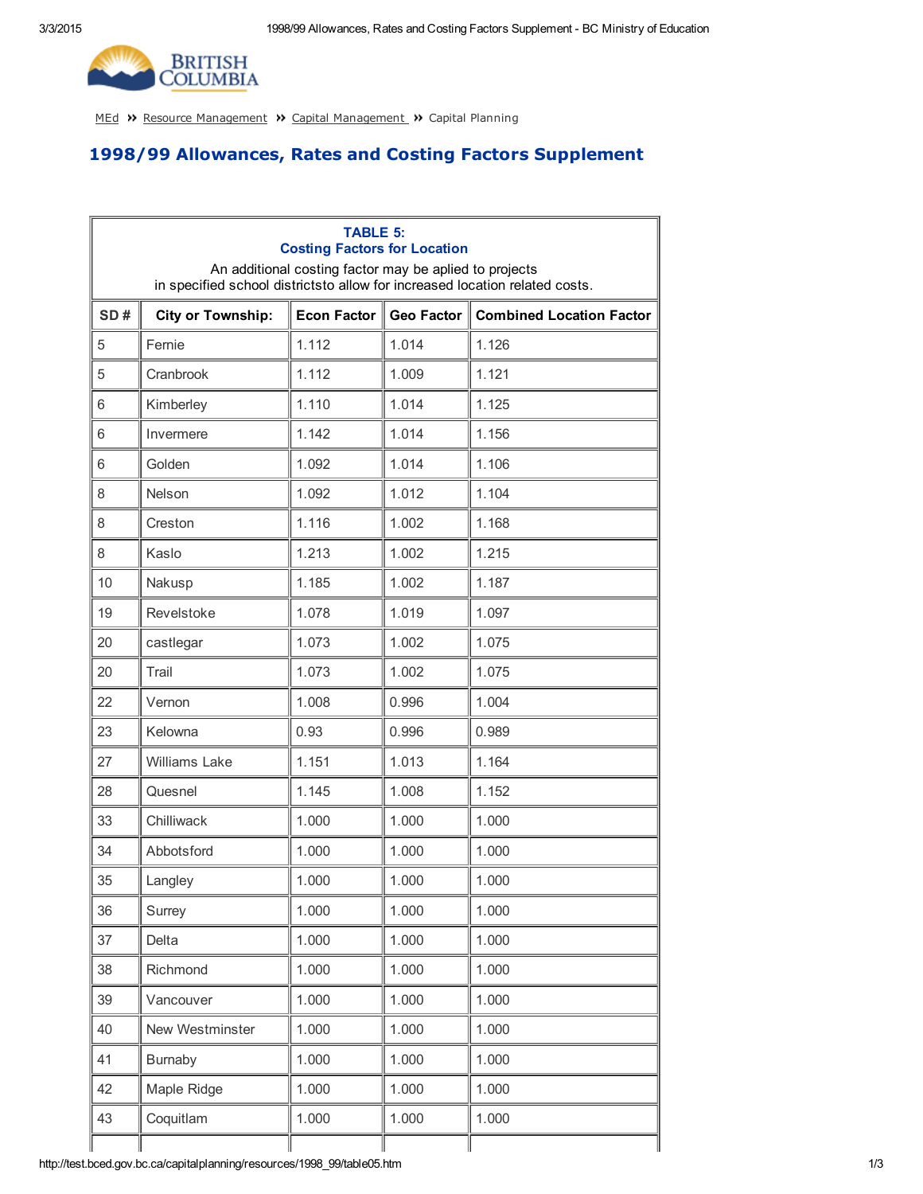MEd » Resource Management » Capital Management » Capital Planning

# 1998/99 Allowances, Rates and Costing Factors Supplement

| TABLE 5: Costing Factors for Location<br>An additional costing factor may be aplied to projects in specified school districtsto allow for increased location related costs. | | | | |
|---|---|---|---|---|
| **SD #** | **City or Township:** | **Econ Factor** | **Geo Factor** | **Combined Location Factor** |
| 5 | Fernie | 1.112 | 1.014 | 1.126 |
| 5 | Cranbrook | 1.112 | 1.009 | 1.121 |
| 6 | Kimberley | 1.110 | 1.014 | 1.125 |
| 6 | Invermere | 1.142 | 1.014 | 1.156 |
| 6 | Golden | 1.092 | 1.014 | 1.106 |
| 8 | Nelson | 1.092 | 1.012 | 1.104 |
| 8 | Creston | 1.116 | 1.002 | 1.168 |
| 8 | Kaslo | 1.213 | 1.002 | 1.215 |
| 10 | Nakusp | 1.185 | 1.002 | 1.187 |
| 19 | Revelstoke | 1.078 | 1.019 | 1.097 |
| 20 | castlegar | 1.073 | 1.002 | 1.075 |
| 20 | Trail | 1.073 | 1.002 | 1.075 |
| 22 | Vernon | 1.008 | 0.996 | 1.004 |
| 23 | Kelowna | 0.93 | 0.996 | 0.989 |
| 27 | Williams Lake | 1.151 | 1.013 | 1.164 |
| 28 | Quesnel | 1.145 | 1.008 | 1.152 |
| 33 | Chilliwack | 1.000 | 1.000 | 1.000 |
| 34 | Abbotsford | 1.000 | 1.000 | 1.000 |
| 35 | Langley | 1.000 | 1.000 | 1.000 |
| 36 | Surrey | 1.000 | 1.000 | 1.000 |
| 37 | Delta | 1.000 | 1.000 | 1.000 |
| 38 | Richmond | 1.000 | 1.000 | 1.000 |
| 39 | Vancouver | 1.000 | 1.000 | 1.000 |
| 40 | New Westminster | 1.000 | 1.000 | 1.000 |
| 41 | Burnaby | 1.000 | 1.000 | 1.000 |
| 42 | Maple Ridge | 1.000 | 1.000 | 1.000 |
| 43 | Coquitlam | 1.000 | 1.000 | 1.000 |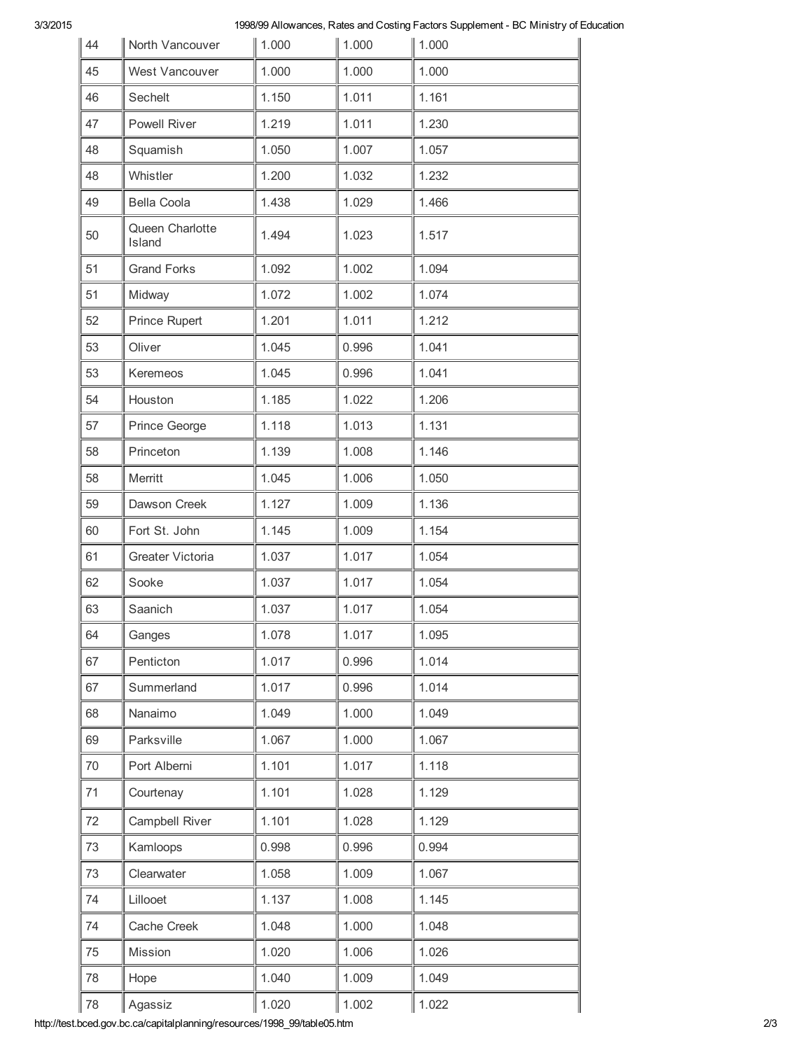| | | | | |
|---|---|---|---|---|
| 44 | North Vancouver | 1.000 | 1.000 | 1.000 |
| 45 | West Vancouver | 1.000 | 1.000 | 1.000 |
| 46 | Sechelt | 1.150 | 1.011 | 1.161 |
| 47 | Powell River | 1.219 | 1.011 | 1.230 |
| 48 | Squamish | 1.050 | 1.007 | 1.057 |
| 48 | Whistler | 1.200 | 1.032 | 1.232 |
| 49 | Bella Coola | 1.438 | 1.029 | 1.466 |
| 50 | Queen Charlotte Island | 1.494 | 1.023 | 1.517 |
| 51 | Grand Forks | 1.092 | 1.002 | 1.094 |
| 51 | Midway | 1.072 | 1.002 | 1.074 |
| 52 | Prince Rupert | 1.201 | 1.011 | 1.212 |
| 53 | Oliver | 1.045 | 0.996 | 1.041 |
| 53 | Keremeos | 1.045 | 0.996 | 1.041 |
| 54 | Houston | 1.185 | 1.022 | 1.206 |
| 57 | Prince George | 1.118 | 1.013 | 1.131 |
| 58 | Princeton | 1.139 | 1.008 | 1.146 |
| 58 | Merritt | 1.045 | 1.006 | 1.050 |
| 59 | Dawson Creek | 1.127 | 1.009 | 1.136 |
| 60 | Fort St. John | 1.145 | 1.009 | 1.154 |
| 61 | Greater Victoria | 1.037 | 1.017 | 1.054 |
| 62 | Sooke | 1.037 | 1.017 | 1.054 |
| 63 | Saanich | 1.037 | 1.017 | 1.054 |
| 64 | Ganges | 1.078 | 1.017 | 1.095 |
| 67 | Penticton | 1.017 | 0.996 | 1.014 |
| 67 | Summerland | 1.017 | 0.996 | 1.014 |
| 68 | Nanaimo | 1.049 | 1.000 | 1.049 |
| 69 | Parksville | 1.067 | 1.000 | 1.067 |
| 70 | Port Alberni | 1.101 | 1.017 | 1.118 |
| 71 | Courtenay | 1.101 | 1.028 | 1.129 |
| 72 | Campbell River | 1.101 | 1.028 | 1.129 |
| 73 | Kamloops | 0.998 | 0.996 | 0.994 |
| 73 | Clearwater | 1.058 | 1.009 | 1.067 |
| 74 | Lillooet | 1.137 | 1.008 | 1.145 |
| 74 | Cache Creek | 1.048 | 1.000 | 1.048 |
| 75 | Mission | 1.020 | 1.006 | 1.026 |
| 78 | Hope | 1.040 | 1.009 | 1.049 |
| 78 | Agassiz | 1.020 | 1.002 | 1.022 |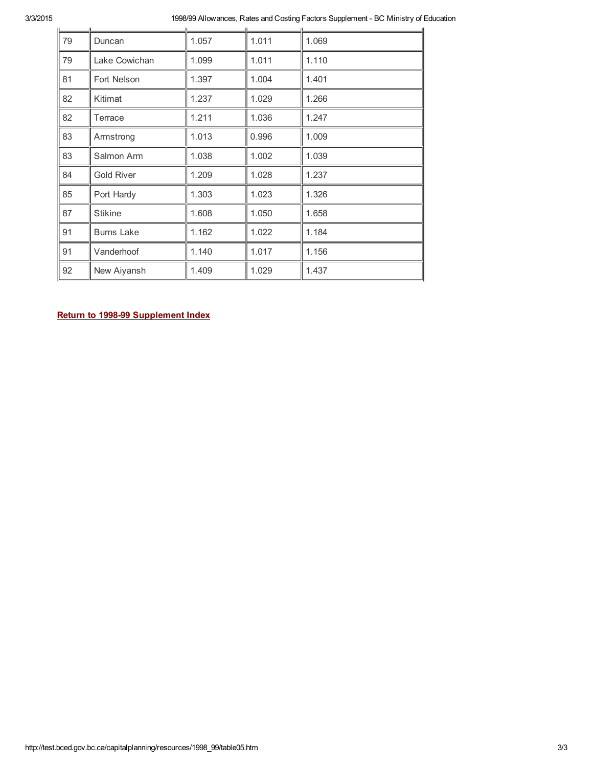| | | | | |
|---|---|---|---|---|
| 79 | Duncan | 1.057 | 1.011 | 1.069 |
| 79 | Lake Cowichan | 1.099 | 1.011 | 1.110 |
| 81 | Fort Nelson | 1.397 | 1.004 | 1.401 |
| 82 | Kitimat | 1.237 | 1.029 | 1.266 |
| 82 | Terrace | 1.211 | 1.036 | 1.247 |
| 83 | Armstrong | 1.013 | 0.996 | 1.009 |
| 83 | Salmon Arm | 1.038 | 1.002 | 1.039 |
| 84 | Gold River | 1.209 | 1.028 | 1.237 |
| 85 | Port Hardy | 1.303 | 1.023 | 1.326 |
| 87 | Stikine | 1.608 | 1.050 | 1.658 |
| 91 | Burns Lake | 1.162 | 1.022 | 1.184 |
| 91 | Vanderhoof | 1.140 | 1.017 | 1.156 |
| 92 | New Aiyansh | 1.409 | 1.029 | 1.437 |

**Return to 1998-99 Supplement Index**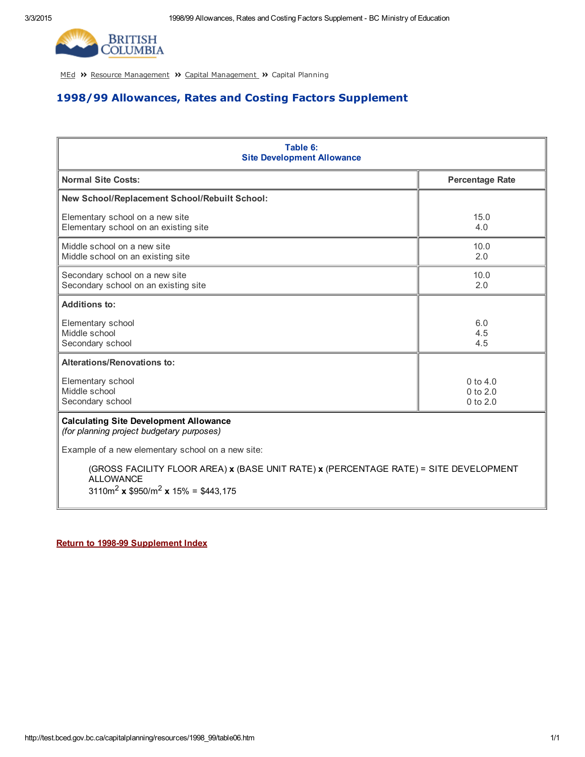MEd » Resource Management » Capital Management » Capital Planning

# 1998/99 Allowances, Rates and Costing Factors Supplement

| Table 6: Site Development Allowance | |
|---|---|
| **Normal Site Costs:** | **Percentage Rate** |
| **New School/Replacement School/Rebuilt School:** | |
| Elementary school on a new site | 15.0 |
| Elementary school on an existing site | 4.0 |
| Middle school on a new site | 10.0 |
| Middle school on an existing site | 2.0 |
| Secondary school on a new site | 10.0 |
| Secondary school on an existing site | 2.0 |
| **Additions to:** | |
| Elementary school | 6.0 |
| Middle school | 4.5 |
| Secondary school | 4.5 |
| **Alterations/Renovations to:** | |
| Elementary school | 0 to 4.0 |
| Middle school | 0 to 2.0 |
| Secondary school | 0 to 2.0 |

**Calculating Site Development Allowance**
*(for planning project budgetary purposes)*

Example of a new elementary school on a new site:

(GROSS FACILITY FLOOR AREA) **x** (BASE UNIT RATE) **x** (PERCENTAGE RATE) = SITE DEVELOPMENT ALLOWANCE
$3110m^2$ **x** $950/$m^2$ **x** 15% = $443,175

Return to 1998-99 Supplement Index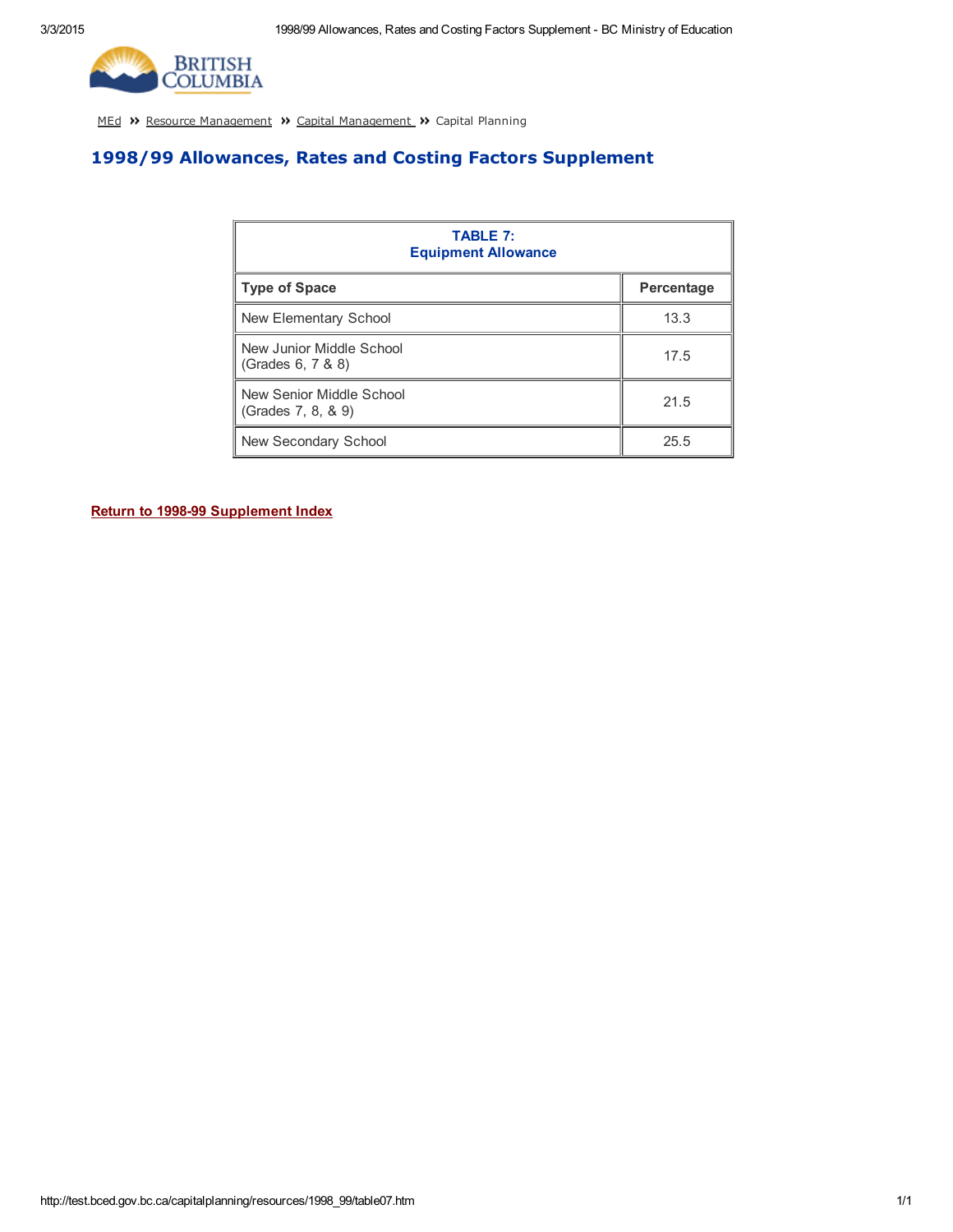MEd » Resource Management » Capital Management » Capital Planning

# 1998/99 Allowances, Rates and Costing Factors Supplement

**TABLE 7:**
**Equipment Allowance**

| Type of Space | Percentage |
|---|---|
| New Elementary School | 13.3 |
| New Junior Middle School (Grades 6, 7 & 8) | 17.5 |
| New Senior Middle School (Grades 7, 8, & 9) | 21.5 |
| New Secondary School | 25.5 |

**Return to 1998-99 Supplement Index**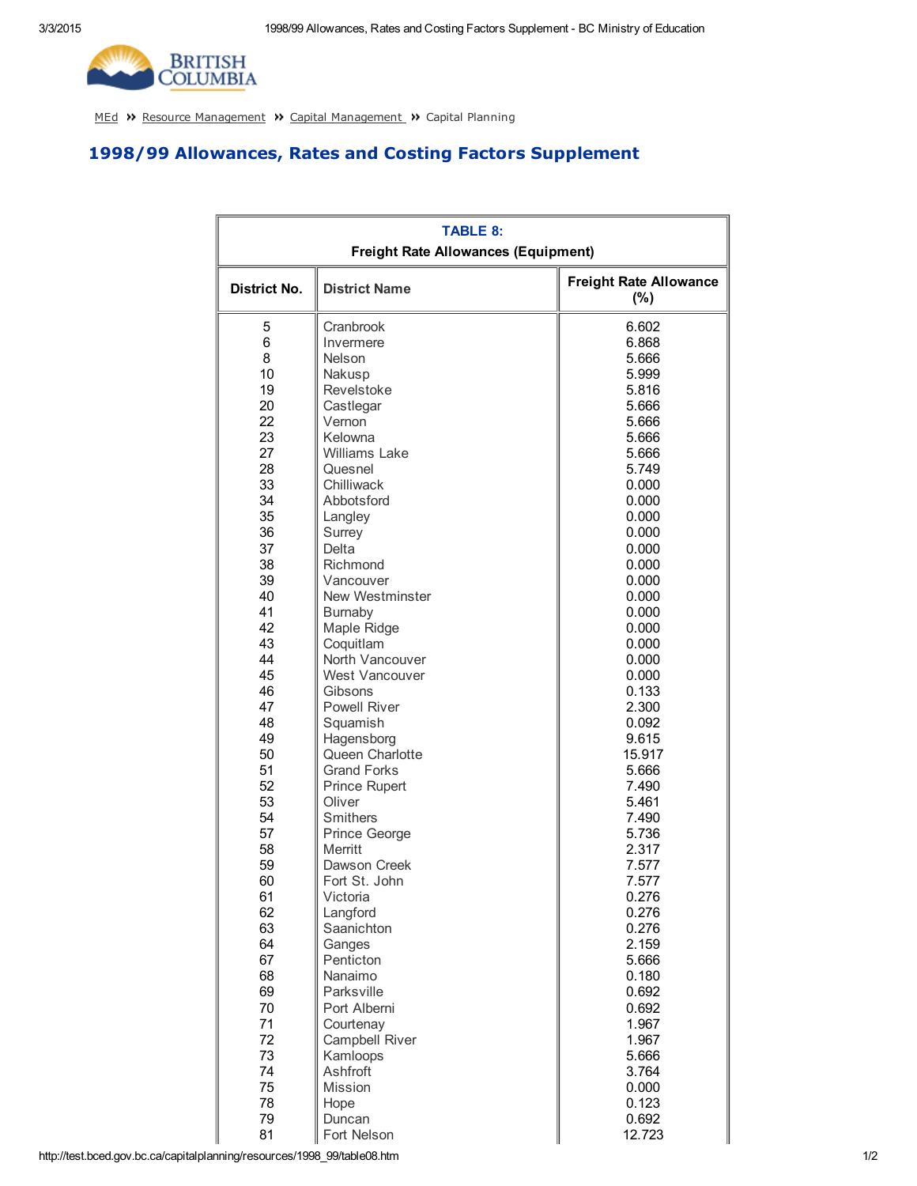MEd » Resource Management » Capital Management » Capital Planning

# 1998/99 Allowances, Rates and Costing Factors Supplement

**TABLE 8:**
**Freight Rate Allowances (Equipment)**

| District No. | District Name | Freight Rate Allowance (%) |
|---|---|---|
| 5 | Cranbrook | 6.602 |
| 6 | Invermere | 6.868 |
| 8 | Nelson | 5.666 |
| 10 | Nakusp | 5.999 |
| 19 | Revelstoke | 5.816 |
| 20 | Castlegar | 5.666 |
| 22 | Vernon | 5.666 |
| 23 | Kelowna | 5.666 |
| 27 | Williams Lake | 5.666 |
| 28 | Quesnel | 5.749 |
| 33 | Chilliwack | 0.000 |
| 34 | Abbotsford | 0.000 |
| 35 | Langley | 0.000 |
| 36 | Surrey | 0.000 |
| 37 | Delta | 0.000 |
| 38 | Richmond | 0.000 |
| 39 | Vancouver | 0.000 |
| 40 | New Westminster | 0.000 |
| 41 | Burnaby | 0.000 |
| 42 | Maple Ridge | 0.000 |
| 43 | Coquitlam | 0.000 |
| 44 | North Vancouver | 0.000 |
| 45 | West Vancouver | 0.000 |
| 46 | Gibsons | 0.133 |
| 47 | Powell River | 2.300 |
| 48 | Squamish | 0.092 |
| 49 | Hagensborg | 9.615 |
| 50 | Queen Charlotte | 15.917 |
| 51 | Grand Forks | 5.666 |
| 52 | Prince Rupert | 7.490 |
| 53 | Oliver | 5.461 |
| 54 | Smithers | 7.490 |
| 57 | Prince George | 5.736 |
| 58 | Merritt | 2.317 |
| 59 | Dawson Creek | 7.577 |
| 60 | Fort St. John | 7.577 |
| 61 | Victoria | 0.276 |
| 62 | Langford | 0.276 |
| 63 | Saanichton | 0.276 |
| 64 | Ganges | 2.159 |
| 67 | Penticton | 5.666 |
| 68 | Nanaimo | 0.180 |
| 69 | Parksville | 0.692 |
| 70 | Port Alberni | 0.692 |
| 71 | Courtenay | 1.967 |
| 72 | Campbell River | 1.967 |
| 73 | Kamloops | 5.666 |
| 74 | Ashfroft | 3.764 |
| 75 | Mission | 0.000 |
| 78 | Hope | 0.123 |
| 79 | Duncan | 0.692 |
| 81 | Fort Nelson | 12.723 |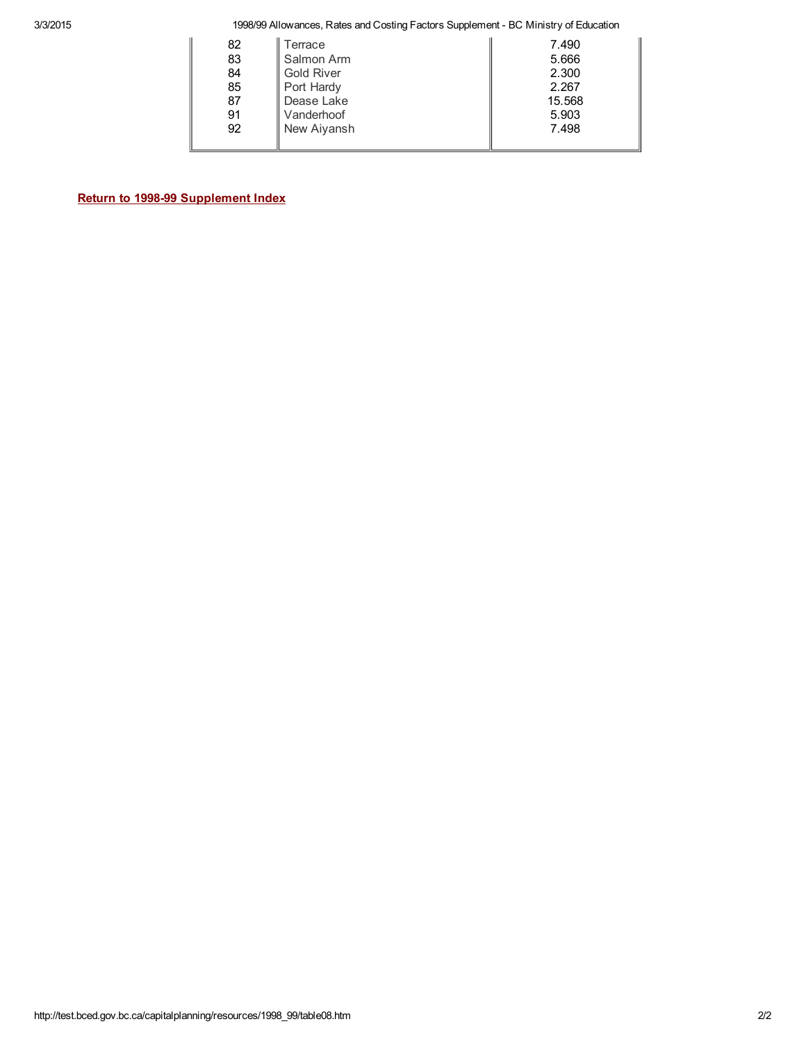| | | |
|---|---|---|
| 82 | Terrace | 7.490 |
| 83 | Salmon Arm | 5.666 |
| 84 | Gold River | 2.300 |
| 85 | Port Hardy | 2.267 |
| 87 | Dease Lake | 15.568 |
| 91 | Vanderhoof | 5.903 |
| 92 | New Aiyansh | 7.498 |

**Return to 1998-99 Supplement Index**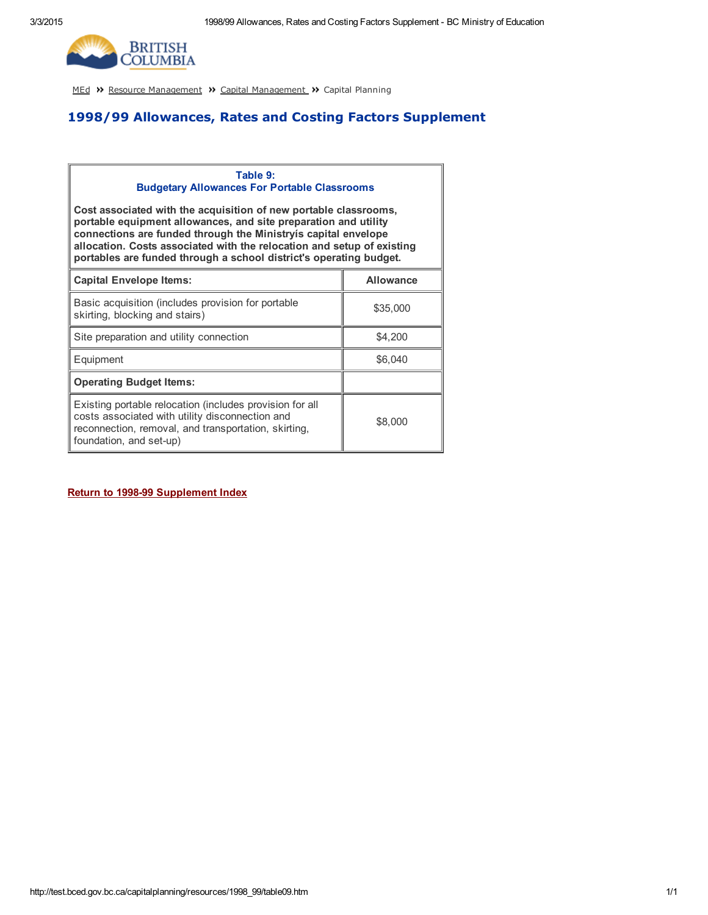MEd >> Resource Management >> Capital Management >> Capital Planning

# 1998/99 Allowances, Rates and Costing Factors Supplement

## Table 9: Budgetary Allowances For Portable Classrooms

**Cost associated with the acquisition of new portable classrooms, portable equipment allowances, and site preparation and utility connections are funded through the Ministryís capital envelope allocation. Costs associated with the relocation and setup of existing portables are funded through a school district's operating budget.**

| **Capital Envelope Items:** | **Allowance** |
|---|---|
| Basic acquisition (includes provision for portable skirting, blocking and stairs) | $35,000 |
| Site preparation and utility connection | $4,200 |
| Equipment | $6,040 |
| **Operating Budget Items:** | |
| Existing portable relocation (includes provision for all costs associated with utility disconnection and reconnection, removal, and transportation, skirting, foundation, and set-up) | $8,000 |

**Return to 1998-99 Supplement Index**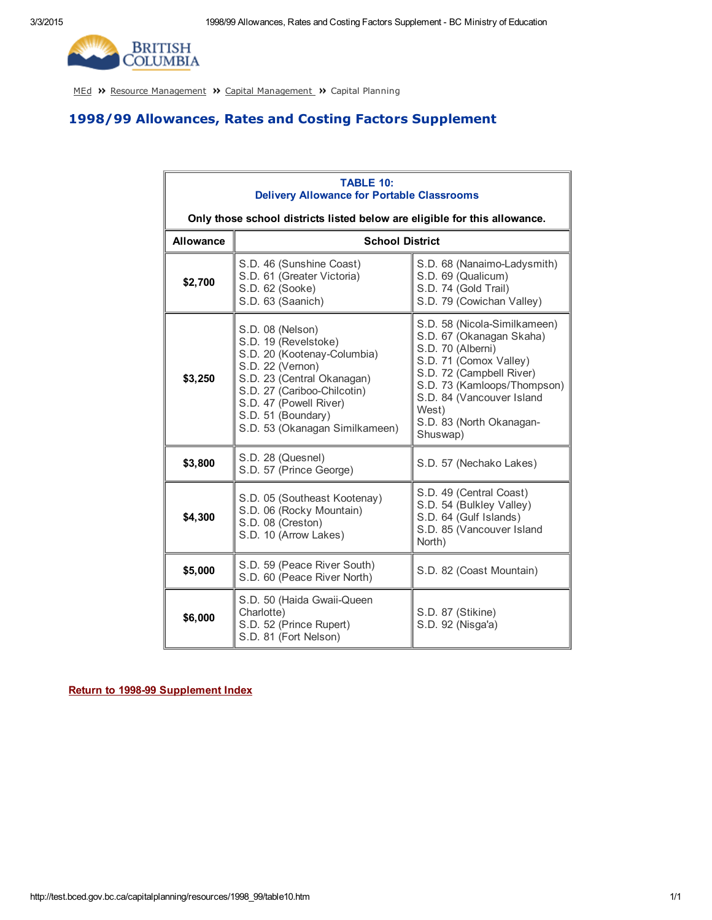MEd » Resource Management » Capital Management » Capital Planning

# 1998/99 Allowances, Rates and Costing Factors Supplement

**TABLE 10:**
**Delivery Allowance for Portable Classrooms**

**Only those school districts listed below are eligible for this allowance.**

| Allowance | School District | |
|---|---|---|
| **$2,700** | S.D. 46 (Sunshine Coast)<br>S.D. 61 (Greater Victoria)<br>S.D. 62 (Sooke)<br>S.D. 63 (Saanich) | S.D. 68 (Nanaimo-Ladysmith)<br>S.D. 69 (Qualicum)<br>S.D. 74 (Gold Trail)<br>S.D. 79 (Cowichan Valley) |
| **$3,250** | S.D. 08 (Nelson)<br>S.D. 19 (Revelstoke)<br>S.D. 20 (Kootenay-Columbia)<br>S.D. 22 (Vernon)<br>S.D. 23 (Central Okanagan)<br>S.D. 27 (Cariboo-Chilcotin)<br>S.D. 47 (Powell River)<br>S.D. 51 (Boundary)<br>S.D. 53 (Okanagan Similkameen) | S.D. 58 (Nicola-Similkameen)<br>S.D. 67 (Okanagan Skaha)<br>S.D. 70 (Alberni)<br>S.D. 71 (Comox Valley)<br>S.D. 72 (Campbell River)<br>S.D. 73 (Kamloops/Thompson)<br>S.D. 84 (Vancouver Island West)<br>S.D. 83 (North Okanagan-Shuswap) |
| **$3,800** | S.D. 28 (Quesnel)<br>S.D. 57 (Prince George) | S.D. 57 (Nechako Lakes) |
| **$4,300** | S.D. 05 (Southeast Kootenay)<br>S.D. 06 (Rocky Mountain)<br>S.D. 08 (Creston)<br>S.D. 10 (Arrow Lakes) | S.D. 49 (Central Coast)<br>S.D. 54 (Bulkley Valley)<br>S.D. 64 (Gulf Islands)<br>S.D. 85 (Vancouver Island North) |
| **$5,000** | S.D. 59 (Peace River South)<br>S.D. 60 (Peace River North) | S.D. 82 (Coast Mountain) |
| **$6,000** | S.D. 50 (Haida Gwaii-Queen Charlotte)<br>S.D. 52 (Prince Rupert)<br>S.D. 81 (Fort Nelson) | S.D. 87 (Stikine)<br>S.D. 92 (Nisga'a) |

**Return to 1998-99 Supplement Index**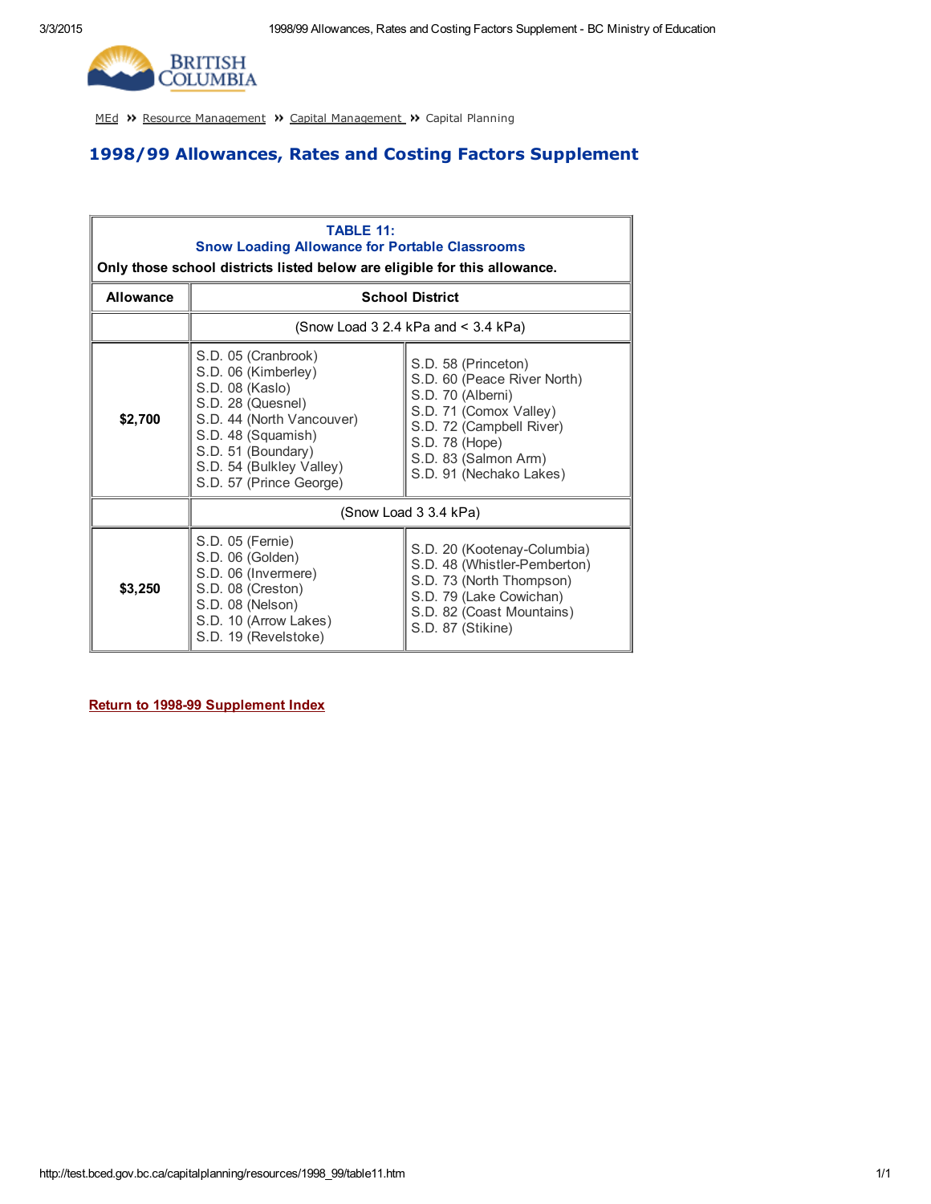MEd » Resource Management » Capital Management » Capital Planning

# 1998/99 Allowances, Rates and Costing Factors Supplement

**TABLE 11:**
**Snow Loading Allowance for Portable Classrooms**
**Only those school districts listed below are eligible for this allowance.**

| Allowance | School District | |
|---|---|---|
| | (Snow Load 3 2.4 kPa and < 3.4 kPa) | |
| **$2,700** | S.D. 05 (Cranbrook)<br>S.D. 06 (Kimberley)<br>S.D. 08 (Kaslo)<br>S.D. 28 (Quesnel)<br>S.D. 44 (North Vancouver)<br>S.D. 48 (Squamish)<br>S.D. 51 (Boundary)<br>S.D. 54 (Bulkley Valley)<br>S.D. 57 (Prince George) | S.D. 58 (Princeton)<br>S.D. 60 (Peace River North)<br>S.D. 70 (Alberni)<br>S.D. 71 (Comox Valley)<br>S.D. 72 (Campbell River)<br>S.D. 78 (Hope)<br>S.D. 83 (Salmon Arm)<br>S.D. 91 (Nechako Lakes) |
| | (Snow Load 3 3.4 kPa) | |
| **$3,250** | S.D. 05 (Fernie)<br>S.D. 06 (Golden)<br>S.D. 06 (Invermere)<br>S.D. 08 (Creston)<br>S.D. 08 (Nelson)<br>S.D. 10 (Arrow Lakes)<br>S.D. 19 (Revelstoke) | S.D. 20 (Kootenay-Columbia)<br>S.D. 48 (Whistler-Pemberton)<br>S.D. 73 (North Thompson)<br>S.D. 79 (Lake Cowichan)<br>S.D. 82 (Coast Mountains)<br>S.D. 87 (Stikine) |

**Return to 1998-99 Supplement Index**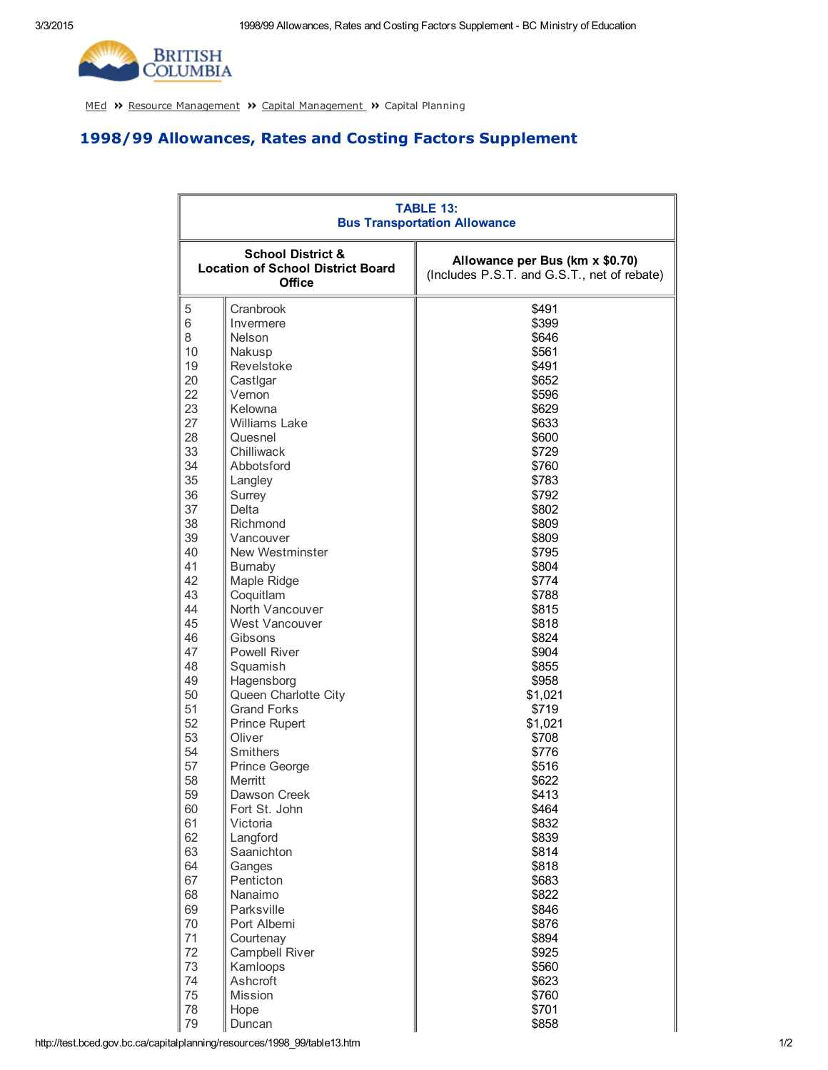MEd » Resource Management » Capital Management » Capital Planning

# 1998/99 Allowances, Rates and Costing Factors Supplement

| TABLE 13: Bus Transportation Allowance | | |
|---|---|---|
| School District & Location of School District Board Office | | Allowance per Bus (km x $0.70) (Includes P.S.T. and G.S.T., net of rebate) |
| 5 | Cranbrook | $491 |
| 6 | Invermere | $399 |
| 8 | Nelson | $646 |
| 10 | Nakusp | $561 |
| 19 | Revelstoke | $491 |
| 20 | Castlgar | $652 |
| 22 | Vernon | $596 |
| 23 | Kelowna | $629 |
| 27 | Williams Lake | $633 |
| 28 | Quesnel | $600 |
| 33 | Chilliwack | $729 |
| 34 | Abbotsford | $760 |
| 35 | Langley | $783 |
| 36 | Surrey | $792 |
| 37 | Delta | $802 |
| 38 | Richmond | $809 |
| 39 | Vancouver | $809 |
| 40 | New Westminster | $795 |
| 41 | Burnaby | $804 |
| 42 | Maple Ridge | $774 |
| 43 | Coquitlam | $788 |
| 44 | North Vancouver | $815 |
| 45 | West Vancouver | $818 |
| 46 | Gibsons | $824 |
| 47 | Powell River | $904 |
| 48 | Squamish | $855 |
| 49 | Hagensborg | $958 |
| 50 | Queen Charlotte City | $1,021 |
| 51 | Grand Forks | $719 |
| 52 | Prince Rupert | $1,021 |
| 53 | Oliver | $708 |
| 54 | Smithers | $776 |
| 57 | Prince George | $516 |
| 58 | Merritt | $622 |
| 59 | Dawson Creek | $413 |
| 60 | Fort St. John | $464 |
| 61 | Victoria | $832 |
| 62 | Langford | $839 |
| 63 | Saanichton | $814 |
| 64 | Ganges | $818 |
| 67 | Penticton | $683 |
| 68 | Nanaimo | $822 |
| 69 | Parksville | $846 |
| 70 | Port Alberni | $876 |
| 71 | Courtenay | $894 |
| 72 | Campbell River | $925 |
| 73 | Kamloops | $560 |
| 74 | Ashcroft | $623 |
| 75 | Mission | $760 |
| 78 | Hope | $701 |
| 79 | Duncan | $858 |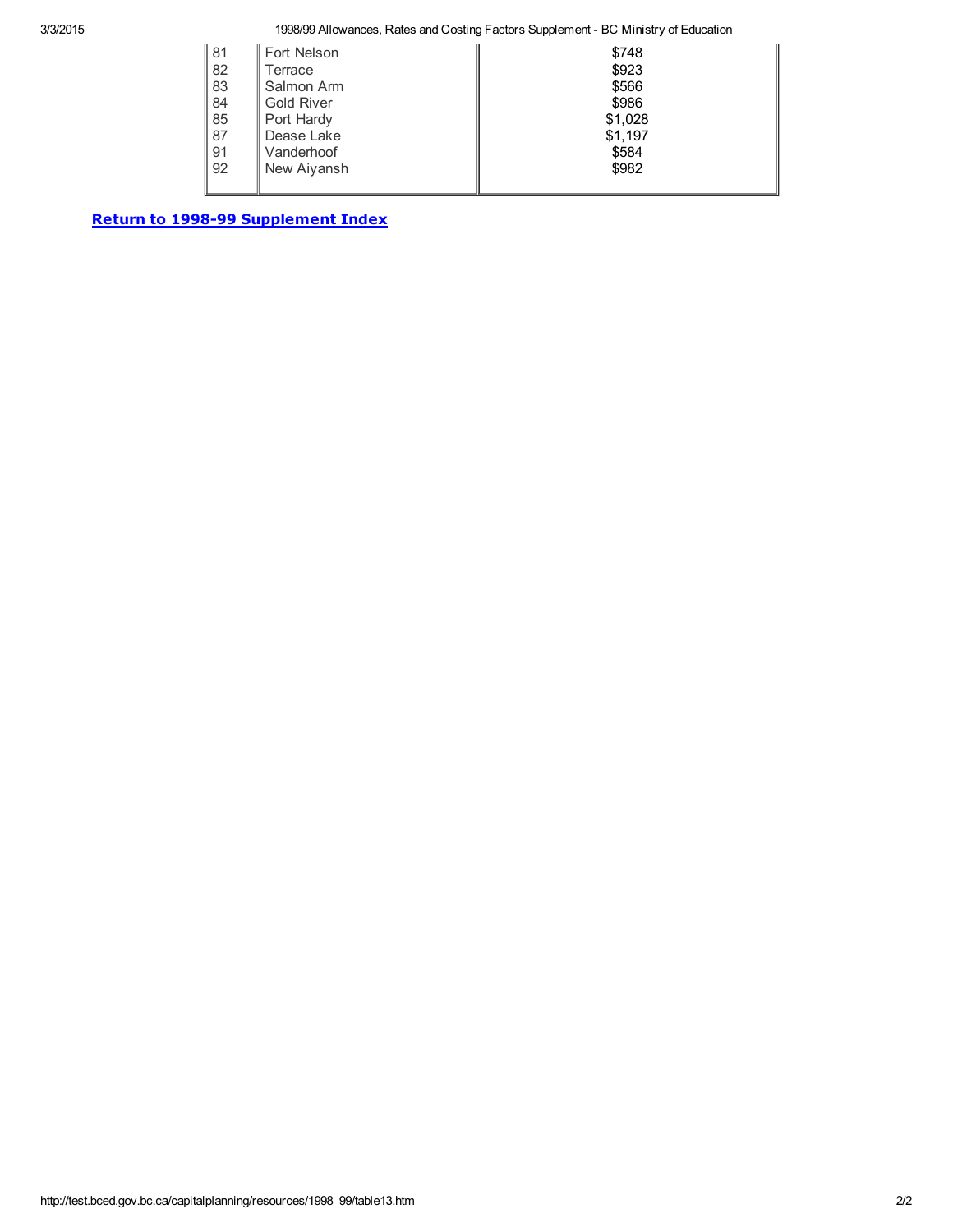| | | |
|---|---|---|
| 81 | Fort Nelson | $748 |
| 82 | Terrace | $923 |
| 83 | Salmon Arm | $566 |
| 84 | Gold River | $986 |
| 85 | Port Hardy | $1,028 |
| 87 | Dease Lake | $1,197 |
| 91 | Vanderhoof | $584 |
| 92 | New Aiyansh | $982 |

**Return to 1998-99 Supplement Index**